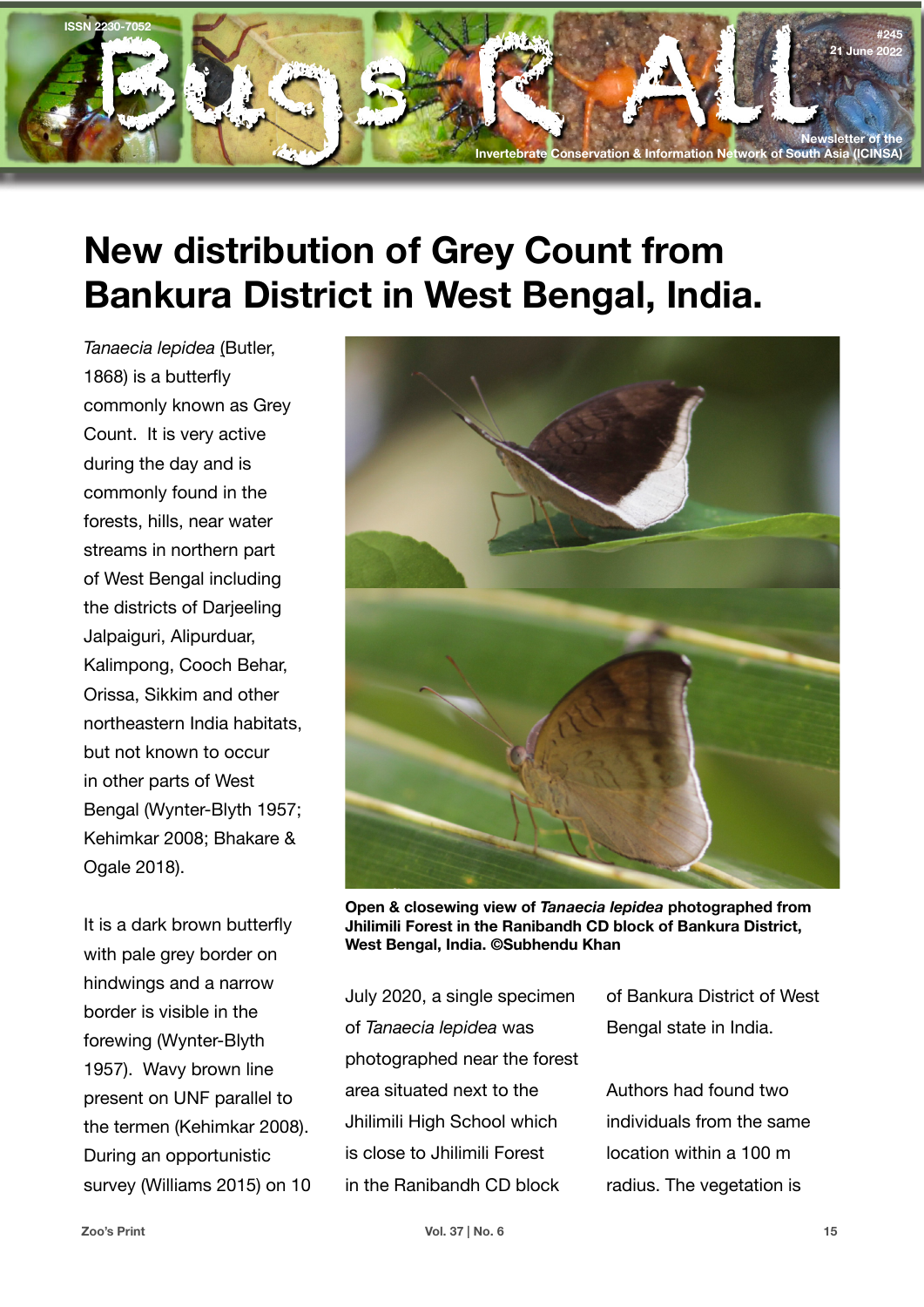# New distribution of Grey Count from Bankura District in West Bengal, India.

*Tanaecia lepidea* (Butler, 1868) is a butterfly commonly known as Grey Count. It is very active during the day and is commonly found in the forests, hills, near water streams in northern part of West Bengal including the districts of Darjeeling Jalpaiguri, Alipurduar, Kalimpong, Cooch Behar, Orissa, Sikkim and other northeastern India habitats, but not known to occur in other parts of West Bengal (Wynter-Blyth 1957; Kehimkar 2008; Bhakare & Ogale 2018).

It is a dark brown butterfly with pale grey border on hindwings and a narrow border is visible in the forewing (Wynter-Blyth 1957). Wavy brown line present on UNF parallel to the termen (Kehimkar 2008). During an opportunistic survey (Williams 2015) on 10 July 2020, a single specimen of *Tanaecia lepidea* was photographed near the forest area situated next to the Jhilimili High School which is close to Jhilimili Forest in the Ranibandh CD block of Bankura District of West Bengal state in India.

**Open & closewing view of *Tanaecia lepidea* photographed from Jhilimili Forest in the Ranibandh CD block of Bankura District, West Bengal, India. ©Subhendu Khan**

Authors had found two individuals from the same location within a 100 m radius. The vegetation is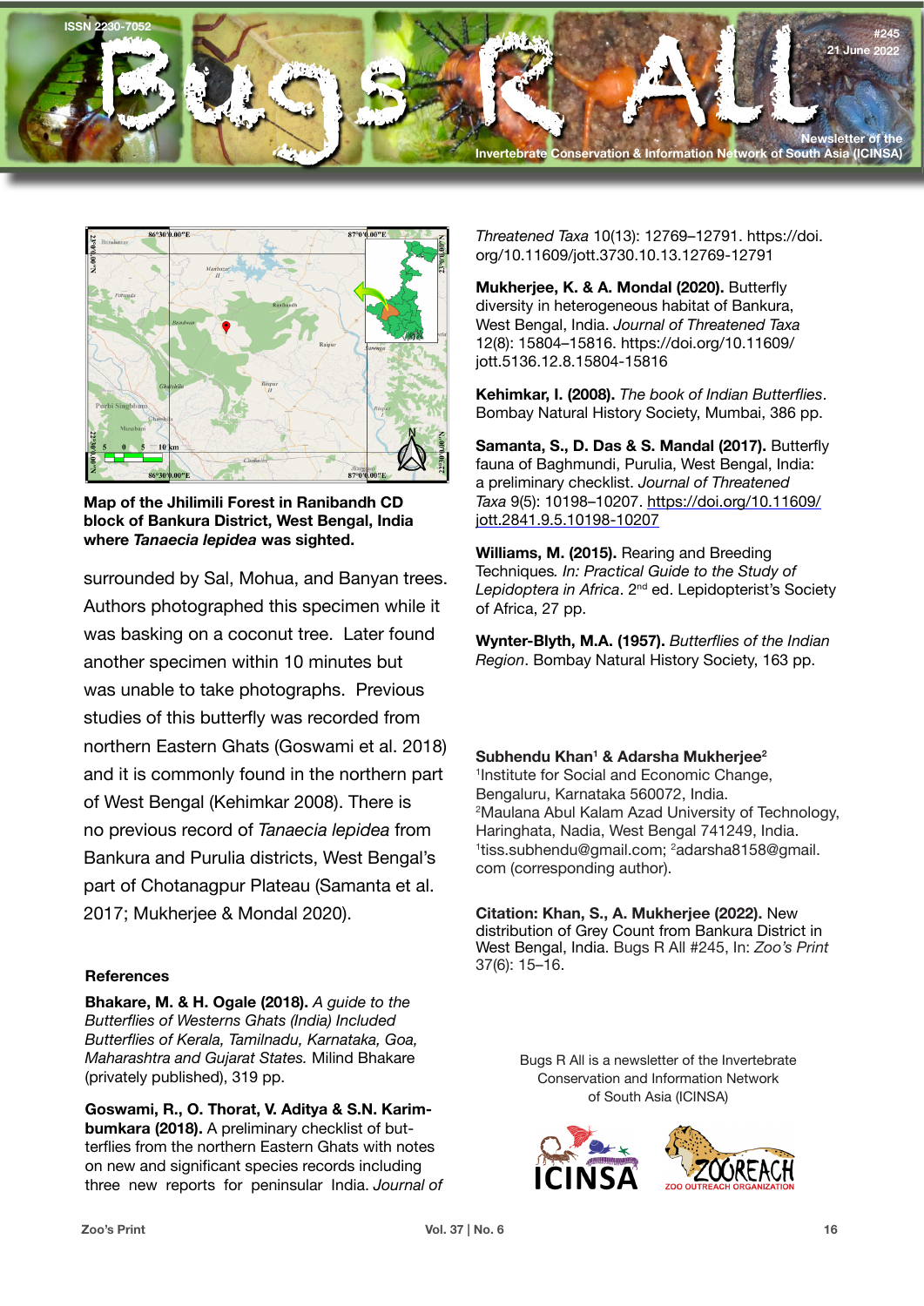Map of the Jhilimili Forest in Ranibandh CD block of Bankura District, West Bengal, India where *Tanaecia lepidea* was sighted.

surrounded by Sal, Mohua, and Banyan trees. Authors photographed this specimen while it was basking on a coconut tree. Later found another specimen within 10 minutes but was unable to take photographs. Previous studies of this butterfly was recorded from northern Eastern Ghats (Goswami et al. 2018) and it is commonly found in the northern part of West Bengal (Kehimkar 2008). There is no previous record of *Tanaecia lepidea* from Bankura and Purulia districts, West Bengal's part of Chotanagpur Plateau (Samanta et al. 2017; Mukherjee & Mondal 2020).

## References

**Bhakare, M. & H. Ogale (2018).** *A guide to the Butterflies of Westerns Ghats (India) Included Butterflies of Kerala, Tamilnadu, Karnataka, Goa, Maharashtra and Gujarat States.* Milind Bhakare (privately published), 319 pp.

**Goswami, R., O. Thorat, V. Aditya & S.N. Karimbumkara (2018).** A preliminary checklist of butterflies from the northern Eastern Ghats with notes on new and significant species records including three new reports for peninsular India. *Journal of Threatened Taxa* 10(13): 12769–12791. https://doi.org/10.11609/jott.3730.10.13.12769-12791

**Mukherjee, K. & A. Mondal (2020).** Butterfly diversity in heterogeneous habitat of Bankura, West Bengal, India. *Journal of Threatened Taxa* 12(8): 15804–15816. https://doi.org/10.11609/jott.5136.12.8.15804-15816

**Kehimkar, I. (2008).** *The book of Indian Butterflies*. Bombay Natural History Society, Mumbai, 386 pp.

**Samanta, S., D. Das & S. Mandal (2017).** Butterfly fauna of Baghmundi, Purulia, West Bengal, India: a preliminary checklist. *Journal of Threatened Taxa* 9(5): 10198–10207. https://doi.org/10.11609/jott.2841.9.5.10198-10207

**Williams, M. (2015).** Rearing and Breeding Techniques. *In: Practical Guide to the Study of Lepidoptera in Africa*. 2nd ed. Lepidopterist's Society of Africa, 27 pp.

**Wynter-Blyth, M.A. (1957).** *Butterflies of the Indian Region*. Bombay Natural History Society, 163 pp.

**Subhendu Khan[1] & Adarsha Mukherjee[2]**
[1]Institute for Social and Economic Change, Bengaluru, Karnataka 560072, India.
[2]Maulana Abul Kalam Azad University of Technology, Haringhata, Nadia, West Bengal 741249, India.
[1]tiss.subhendu@gmail.com; [2]adarsha8158@gmail.com (corresponding author).

**Citation: Khan, S., A. Mukherjee (2022).** New distribution of Grey Count from Bankura District in West Bengal, India. Bugs R All #245, In: *Zoo's Print* 37(6): 15–16.

Bugs R All is a newsletter of the Invertebrate Conservation and Information Network of South Asia (ICINSA)